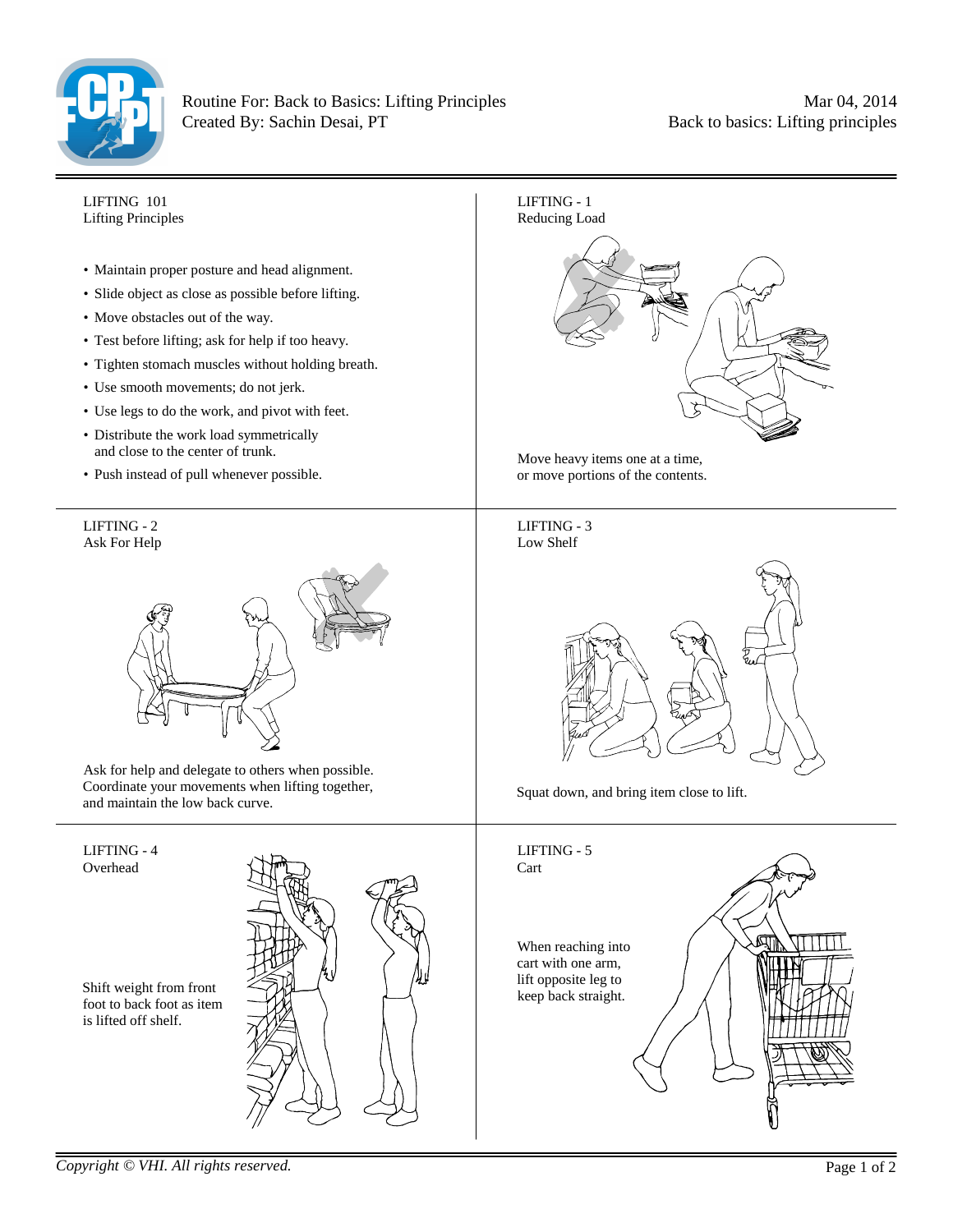Routine For: Back to Basics: Lifting Principles
Created By: Sachin Desai, PT

Mar 04, 2014
Back to basics: Lifting principles

## LIFTING 101
### Lifting Principles

- Maintain proper posture and head alignment.
- Slide object as close as possible before lifting.
- Move obstacles out of the way.
- Test before lifting; ask for help if too heavy.
- Tighten stomach muscles without holding breath.
- Use smooth movements; do not jerk.
- Use legs to do the work, and pivot with feet.
- Distribute the work load symmetrically and close to the center of trunk.
- Push instead of pull whenever possible.

## LIFTING - 1
### Reducing Load

Move heavy items one at a time, or move portions of the contents.

## LIFTING - 2
### Ask For Help

Ask for help and delegate to others when possible. Coordinate your movements when lifting together, and maintain the low back curve.

## LIFTING - 3
### Low Shelf

Squat down, and bring item close to lift.

## LIFTING - 4
### Overhead

Shift weight from front foot to back foot as item is lifted off shelf.

## LIFTING - 5
### Cart

When reaching into cart with one arm, lift opposite leg to keep back straight.

*Copyright © VHI. All rights reserved.*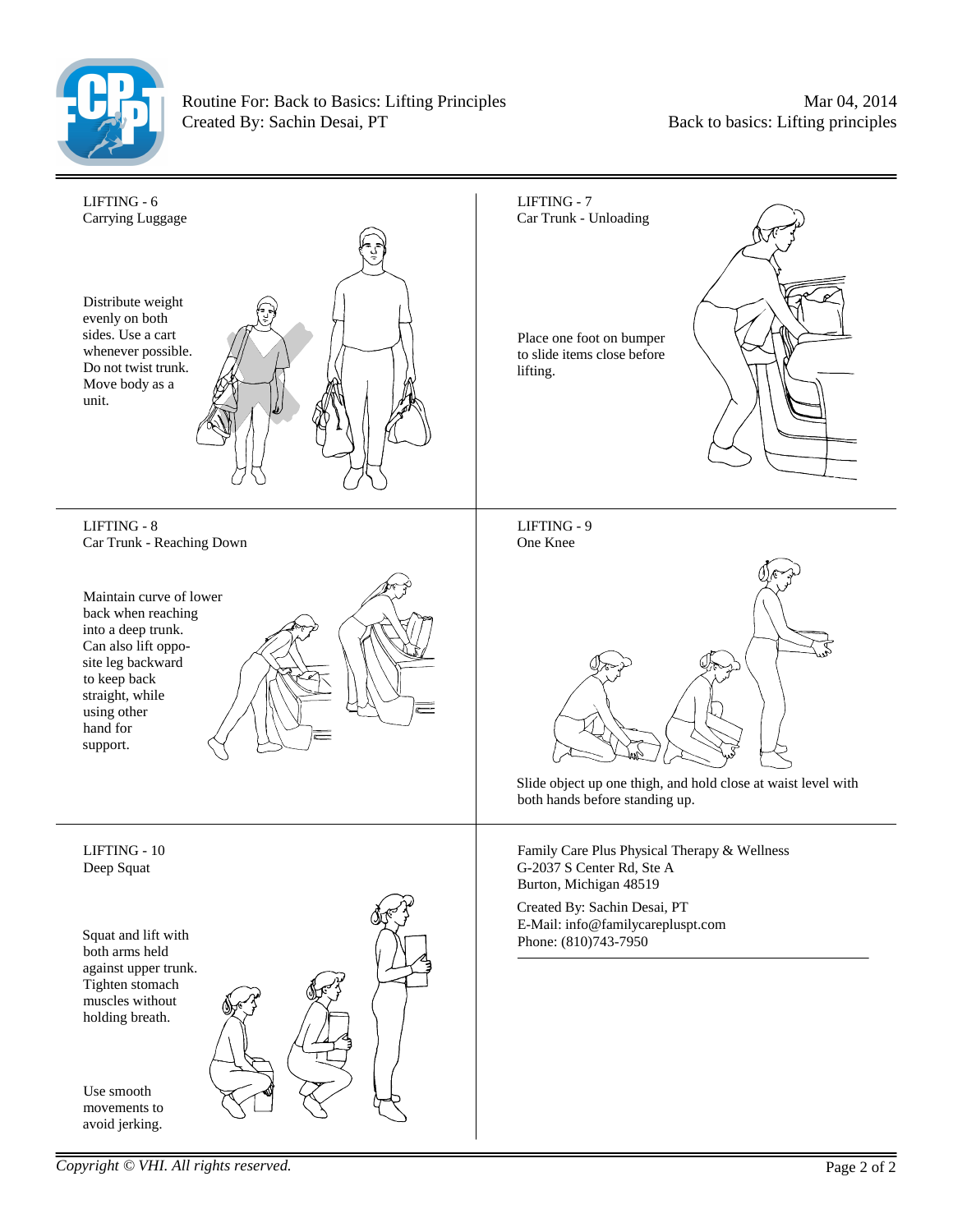LIFTING - 6
Carrying Luggage

Distribute weight evenly on both sides. Use a cart whenever possible. Do not twist trunk. Move body as a unit.

LIFTING - 7
Car Trunk - Unloading

Place one foot on bumper to slide items close before lifting.

LIFTING - 8
Car Trunk - Reaching Down

Maintain curve of lower back when reaching into a deep trunk. Can also lift opposite leg backward to keep back straight, while using other hand for support.

LIFTING - 9
One Knee

Slide object up one thigh, and hold close at waist level with both hands before standing up.

LIFTING - 10
Deep Squat

Squat and lift with both arms held against upper trunk. Tighten stomach muscles without holding breath.

Use smooth movements to avoid jerking.

Family Care Plus Physical Therapy & Wellness
G-2037 S Center Rd, Ste A
Burton, Michigan 48519

Created By: Sachin Desai, PT
E-Mail: info@familycareplusp t.com
Phone: (810)743-7950

*Copyright © VHI. All rights reserved.*